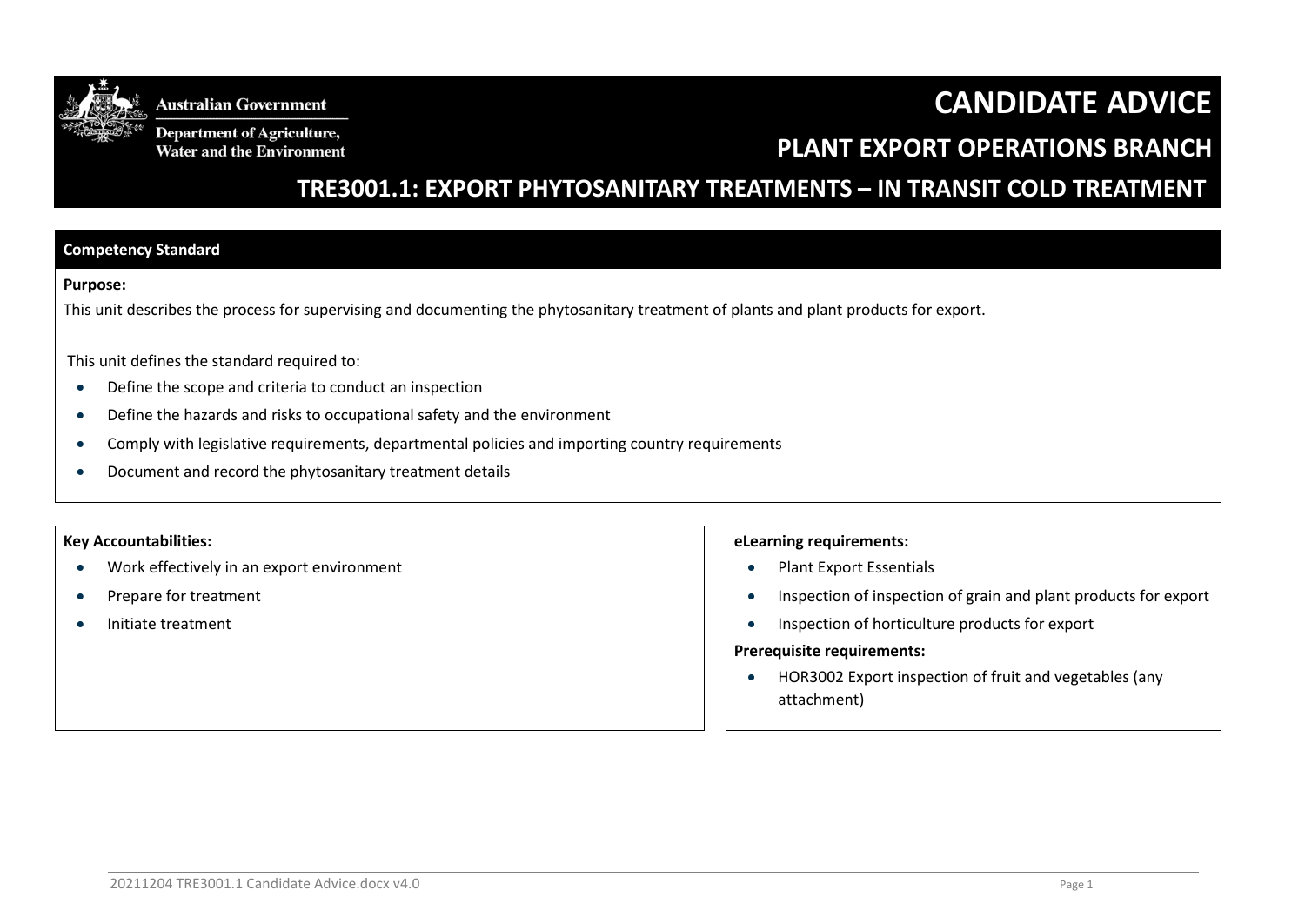Australian Government

Department of Agriculture, Water and the Environment

# CANDIDATE ADVICE

## PLANT EXPORT OPERATIONS BRANCH

## TRE3001.1: EXPORT PHYTOSANITARY TREATMENTS – IN TRANSIT COLD TREATMENT

### Competency Standard

**Purpose:**

This unit describes the process for supervising and documenting the phytosanitary treatment of plants and plant products for export.

This unit defines the standard required to:

- Define the scope and criteria to conduct an inspection
- Define the hazards and risks to occupational safety and the environment
- Comply with legislative requirements, departmental policies and importing country requirements
- Document and record the phytosanitary treatment details

**Key Accountabilities:**

- Work effectively in an export environment
- Prepare for treatment
- Initiate treatment

**eLearning requirements:**

- Plant Export Essentials
- Inspection of inspection of grain and plant products for export
- Inspection of horticulture products for export

**Prerequisite requirements:**

- HOR3002 Export inspection of fruit and vegetables (any attachment)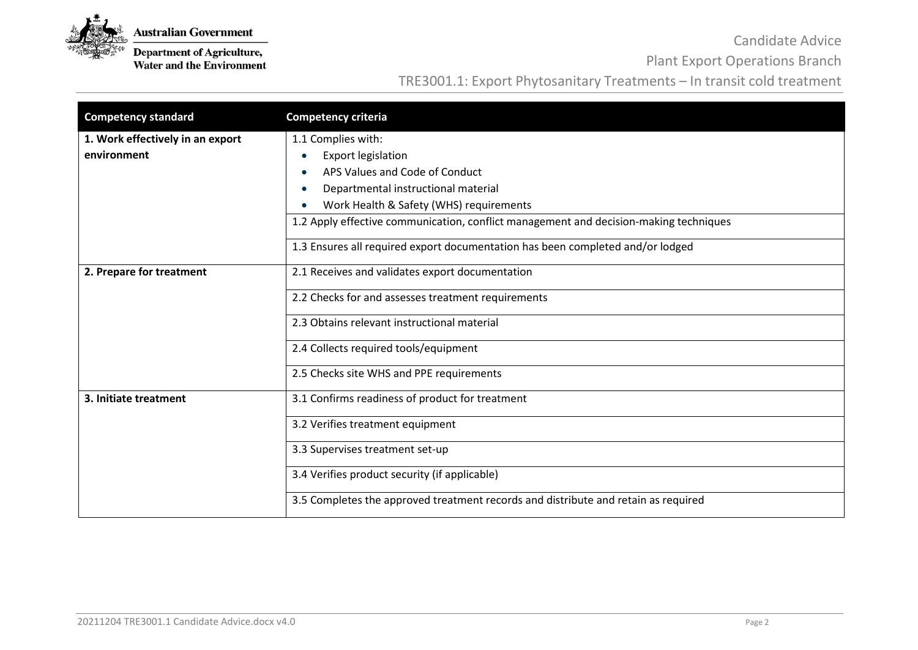| Competency standard | Competency criteria |
|---|---|
| **1. Work effectively in an export environment** | 1.1 Complies with:<br>• Export legislation<br>• APS Values and Code of Conduct<br>• Departmental instructional material<br>• Work Health & Safety (WHS) requirements |
| | 1.2 Apply effective communication, conflict management and decision-making techniques |
| | 1.3 Ensures all required export documentation has been completed and/or lodged |
| **2. Prepare for treatment** | 2.1 Receives and validates export documentation |
| | 2.2 Checks for and assesses treatment requirements |
| | 2.3 Obtains relevant instructional material |
| | 2.4 Collects required tools/equipment |
| | 2.5 Checks site WHS and PPE requirements |
| **3. Initiate treatment** | 3.1 Confirms readiness of product for treatment |
| | 3.2 Verifies treatment equipment |
| | 3.3 Supervises treatment set-up |
| | 3.4 Verifies product security (if applicable) |
| | 3.5 Completes the approved treatment records and distribute and retain as required |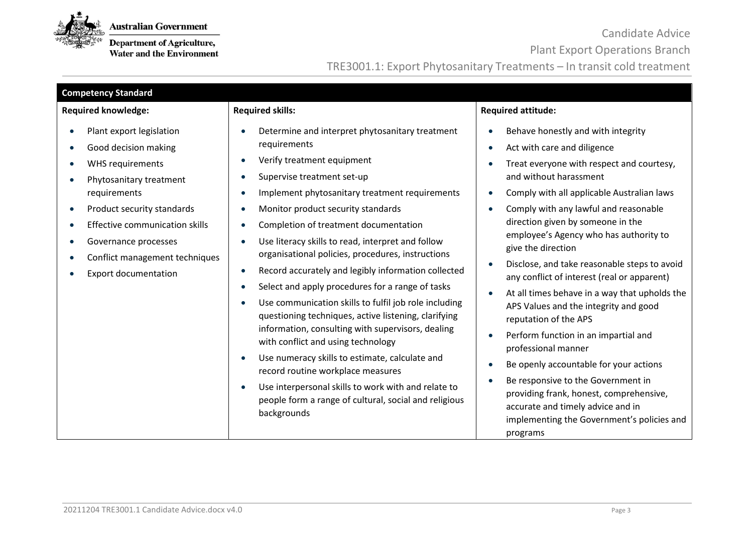## Competency Standard

| Required knowledge: | Required skills: | Required attitude: |
|---|---|---|
| • Plant export legislation<br>• Good decision making<br>• WHS requirements<br>• Phytosanitary treatment requirements<br>• Product security standards<br>• Effective communication skills<br>• Governance processes<br>• Conflict management techniques<br>• Export documentation | • Determine and interpret phytosanitary treatment requirements<br>• Verify treatment equipment<br>• Supervise treatment set-up<br>• Implement phytosanitary treatment requirements<br>• Monitor product security standards<br>• Completion of treatment documentation<br>• Use literacy skills to read, interpret and follow organisational policies, procedures, instructions<br>• Record accurately and legibly information collected<br>• Select and apply procedures for a range of tasks<br>• Use communication skills to fulfil job role including questioning techniques, active listening, clarifying information, consulting with supervisors, dealing with conflict and using technology<br>• Use numeracy skills to estimate, calculate and record routine workplace measures<br>• Use interpersonal skills to work with and relate to people form a range of cultural, social and religious backgrounds | • Behave honestly and with integrity<br>• Act with care and diligence<br>• Treat everyone with respect and courtesy, and without harassment<br>• Comply with all applicable Australian laws<br>• Comply with any lawful and reasonable direction given by someone in the employee's Agency who has authority to give the direction<br>• Disclose, and take reasonable steps to avoid any conflict of interest (real or apparent)<br>• At all times behave in a way that upholds the APS Values and the integrity and good reputation of the APS<br>• Perform function in an impartial and professional manner<br>• Be openly accountable for your actions<br>• Be responsive to the Government in providing frank, honest, comprehensive, accurate and timely advice and in implementing the Government's policies and programs |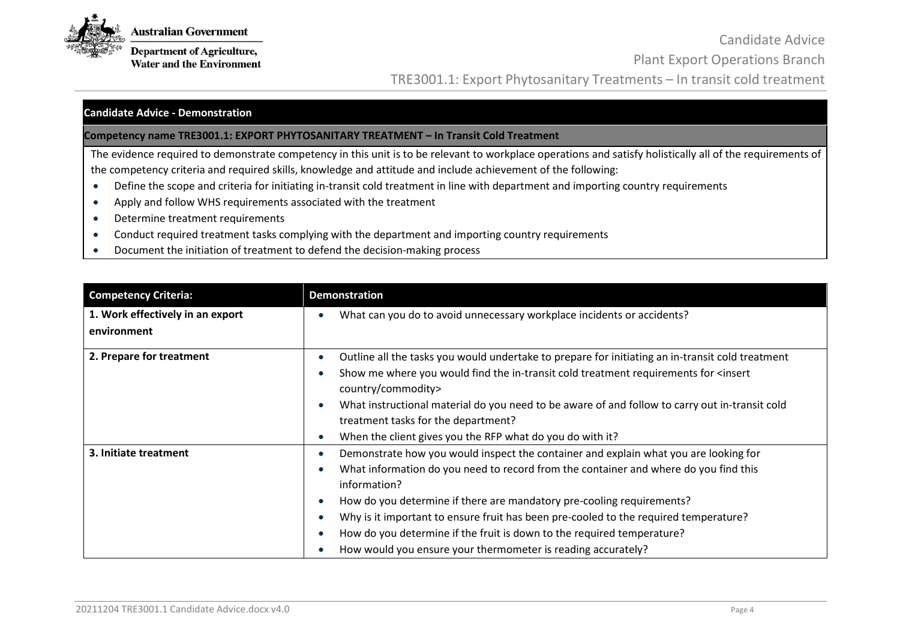**Candidate Advice - Demonstration**

**Competency name TRE3001.1: EXPORT PHYTOSANITARY TREATMENT – In Transit Cold Treatment**

The evidence required to demonstrate competency in this unit is to be relevant to workplace operations and satisfy holistically all of the requirements of the competency criteria and required skills, knowledge and attitude and include achievement of the following:

- Define the scope and criteria for initiating in-transit cold treatment in line with department and importing country requirements
- Apply and follow WHS requirements associated with the treatment
- Determine treatment requirements
- Conduct required treatment tasks complying with the department and importing country requirements
- Document the initiation of treatment to defend the decision-making process

| Competency Criteria: | Demonstration |
|---|---|
| **1. Work effectively in an export environment** | • What can you do to avoid unnecessary workplace incidents or accidents? |
| **2. Prepare for treatment** | • Outline all the tasks you would undertake to prepare for initiating an in-transit cold treatment<br>• Show me where you would find the in-transit cold treatment requirements for <insert country/commodity><br>• What instructional material do you need to be aware of and follow to carry out in-transit cold treatment tasks for the department?<br>• When the client gives you the RFP what do you do with it? |
| **3. Initiate treatment** | • Demonstrate how you would inspect the container and explain what you are looking for<br>• What information do you need to record from the container and where do you find this information?<br>• How do you determine if there are mandatory pre-cooling requirements?<br>• Why is it important to ensure fruit has been pre-cooled to the required temperature?<br>• How do you determine if the fruit is down to the required temperature?<br>• How would you ensure your thermometer is reading accurately? |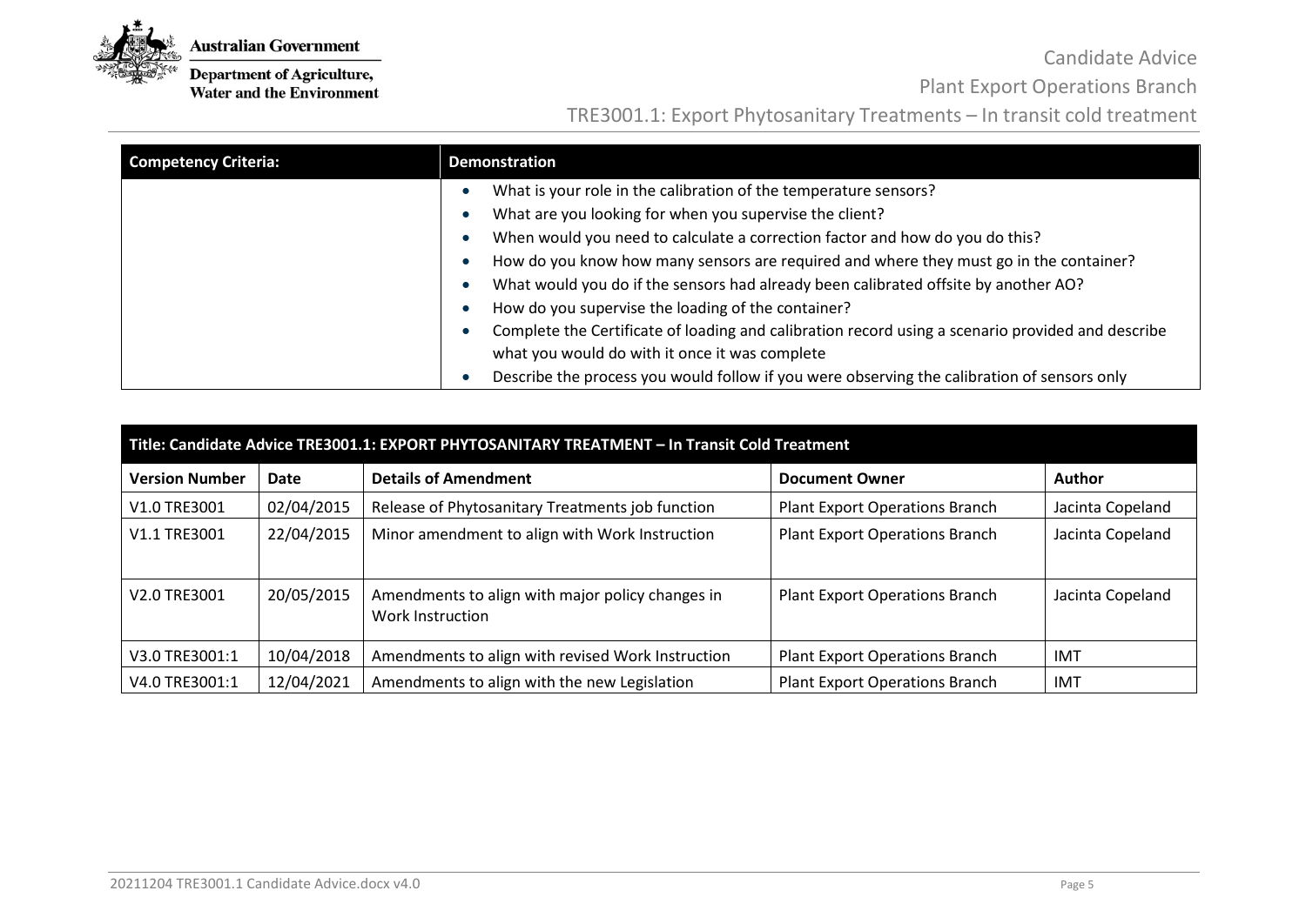| Competency Criteria: | Demonstration |
|---|---|
| | • What is your role in the calibration of the temperature sensors?<br>• What are you looking for when you supervise the client?<br>• When would you need to calculate a correction factor and how do you do this?<br>• How do you know how many sensors are required and where they must go in the container?<br>• What would you do if the sensors had already been calibrated offsite by another AO?<br>• How do you supervise the loading of the container?<br>• Complete the Certificate of loading and calibration record using a scenario provided and describe what you would do with it once it was complete<br>• Describe the process you would follow if you were observing the calibration of sensors only |

| Title: Candidate Advice TRE3001.1: EXPORT PHYTOSANITARY TREATMENT – In Transit Cold Treatment | | | | |
|---|---|---|---|---|
| **Version Number** | **Date** | **Details of Amendment** | **Document Owner** | **Author** |
| V1.0 TRE3001 | 02/04/2015 | Release of Phytosanitary Treatments job function | Plant Export Operations Branch | Jacinta Copeland |
| V1.1 TRE3001 | 22/04/2015 | Minor amendment to align with Work Instruction | Plant Export Operations Branch | Jacinta Copeland |
| V2.0 TRE3001 | 20/05/2015 | Amendments to align with major policy changes in Work Instruction | Plant Export Operations Branch | Jacinta Copeland |
| V3.0 TRE3001:1 | 10/04/2018 | Amendments to align with revised Work Instruction | Plant Export Operations Branch | IMT |
| V4.0 TRE3001:1 | 12/04/2021 | Amendments to align with the new Legislation | Plant Export Operations Branch | IMT |